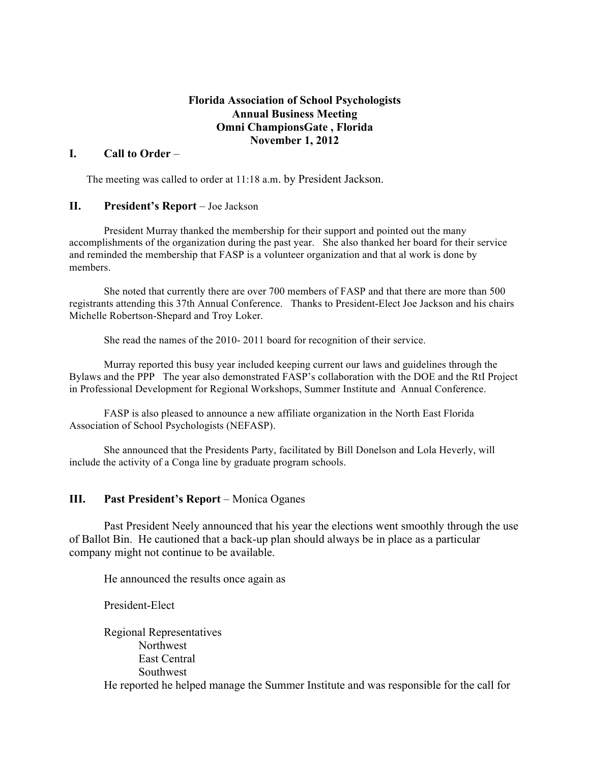**Florida Association of School Psychologists**
**Annual Business Meeting**
**Omni ChampionsGate , Florida**
**November 1, 2012**

## I. Call to Order –

The meeting was called to order at 11:18 a.m. by President Jackson.

## II. President's Report – Joe Jackson

President Murray thanked the membership for their support and pointed out the many accomplishments of the organization during the past year. She also thanked her board for their service and reminded the membership that FASP is a volunteer organization and that al work is done by members.

She noted that currently there are over 700 members of FASP and that there are more than 500 registrants attending this 37th Annual Conference. Thanks to President-Elect Joe Jackson and his chairs Michelle Robertson-Shepard and Troy Loker.

She read the names of the 2010- 2011 board for recognition of their service.

Murray reported this busy year included keeping current our laws and guidelines through the Bylaws and the PPP The year also demonstrated FASP's collaboration with the DOE and the RtI Project in Professional Development for Regional Workshops, Summer Institute and Annual Conference.

FASP is also pleased to announce a new affiliate organization in the North East Florida Association of School Psychologists (NEFASP).

She announced that the Presidents Party, facilitated by Bill Donelson and Lola Heverly, will include the activity of a Conga line by graduate program schools.

## III. Past President's Report – Monica Oganes

Past President Neely announced that his year the elections went smoothly through the use of Ballot Bin. He cautioned that a back-up plan should always be in place as a particular company might not continue to be available.

He announced the results once again as

President-Elect

Regional Representatives
- Northwest
- East Central
- Southwest

He reported he helped manage the Summer Institute and was responsible for the call for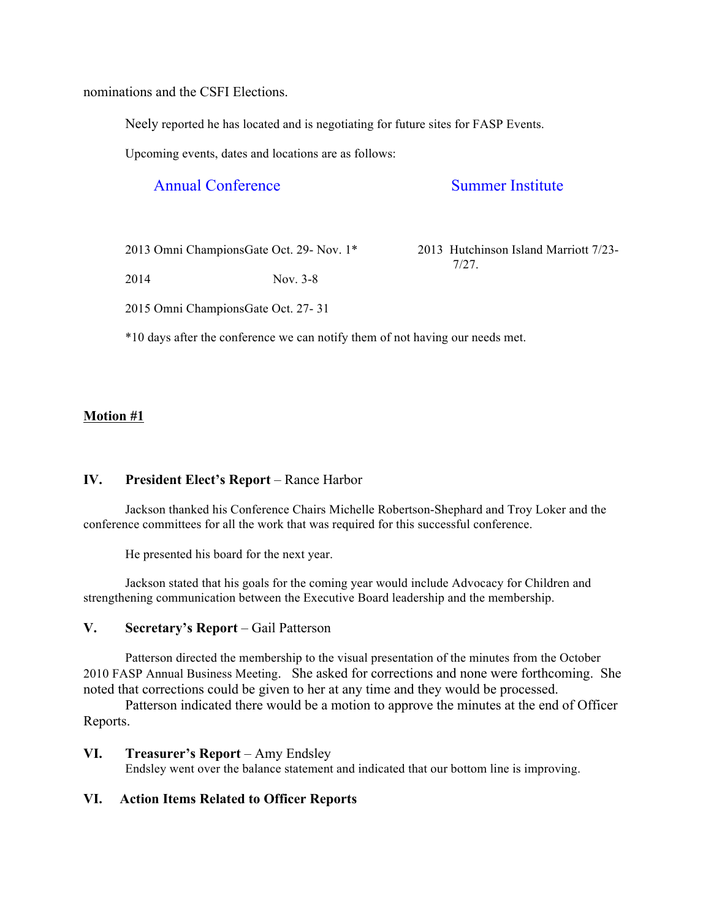nominations and the CSFI Elections.

Neely reported he has located and is negotiating for future sites for FASP Events.

Upcoming events, dates and locations are as follows:

| Annual Conference | Summer Institute |
|---|---|
| 2013 Omni ChampionsGate Oct. 29- Nov. 1* | 2013 Hutchinson Island Marriott 7/23-7/27. |
| 2014 Nov. 3-8 | |
| 2015 Omni ChampionsGate Oct. 27- 31 | |

*10 days after the conference we can notify them of not having our needs met.

**Motion #1**

## IV. President Elect's Report – Rance Harbor

Jackson thanked his Conference Chairs Michelle Robertson-Shephard and Troy Loker and the conference committees for all the work that was required for this successful conference.

He presented his board for the next year.

Jackson stated that his goals for the coming year would include Advocacy for Children and strengthening communication between the Executive Board leadership and the membership.

## V. Secretary's Report – Gail Patterson

Patterson directed the membership to the visual presentation of the minutes from the October 2010 FASP Annual Business Meeting. She asked for corrections and none were forthcoming. She noted that corrections could be given to her at any time and they would be processed.

Patterson indicated there would be a motion to approve the minutes at the end of Officer Reports.

## VI. Treasurer's Report – Amy Endsley

Endsley went over the balance statement and indicated that our bottom line is improving.

## VI. Action Items Related to Officer Reports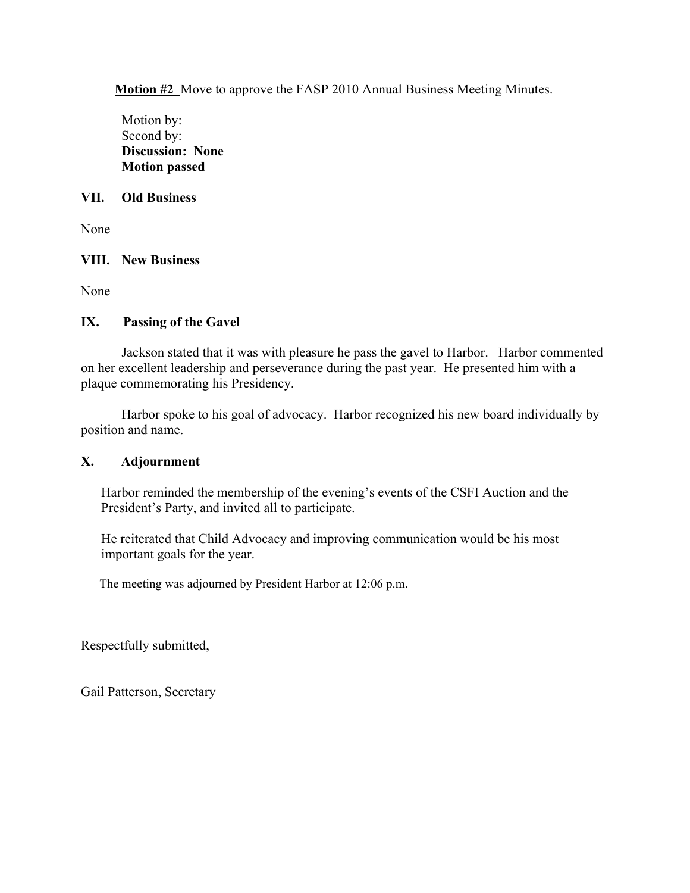**Motion #2** Move to approve the FASP 2010 Annual Business Meeting Minutes.

Motion by:
Second by:
**Discussion: None**
**Motion passed**

## VII. Old Business

None

## VIII. New Business

None

## IX. Passing of the Gavel

Jackson stated that it was with pleasure he pass the gavel to Harbor. Harbor commented on her excellent leadership and perseverance during the past year. He presented him with a plaque commemorating his Presidency.

Harbor spoke to his goal of advocacy. Harbor recognized his new board individually by position and name.

## X. Adjournment

Harbor reminded the membership of the evening's events of the CSFI Auction and the President's Party, and invited all to participate.

He reiterated that Child Advocacy and improving communication would be his most important goals for the year.

The meeting was adjourned by President Harbor at 12:06 p.m.

Respectfully submitted,

Gail Patterson, Secretary